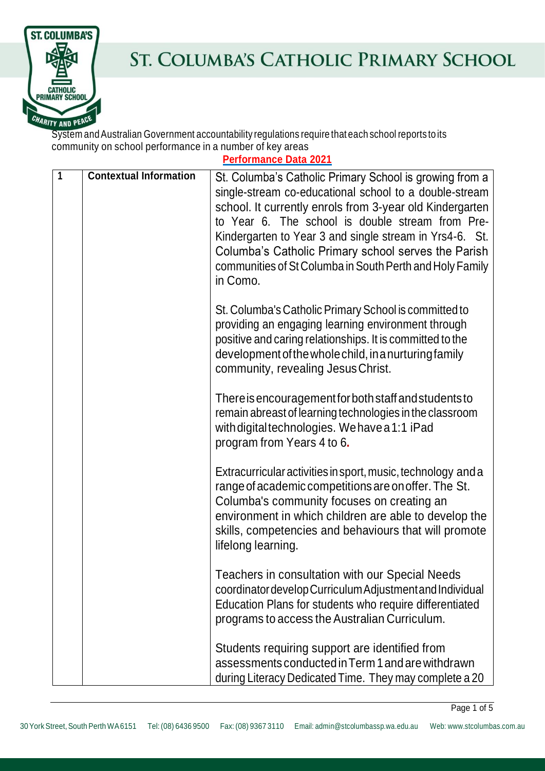# St. Columba's Catholic Primary School

System and Australian Government accountability regulations require that each school reports to its community on school performance in a number of key areas

**Performance Data 2021**

| | | |
|---|---|---|
| 1 | **Contextual Information** | St. Columba's Catholic Primary School is growing from a single-stream co-educational school to a double-stream school. It currently enrols from 3-year old Kindergarten to Year 6. The school is double stream from Pre-Kindergarten to Year 3 and single stream in Yrs4-6. St. Columba's Catholic Primary school serves the Parish communities of St Columba in South Perth and Holy Family in Como.<br><br>St. Columba's Catholic Primary School is committed to providing an engaging learning environment through positive and caring relationships. It is committed to the development of the whole child, in a nurturing family community, revealing Jesus Christ.<br><br>There is encouragement for both staff and students to remain abreast of learning technologies in the classroom with digital technologies. We have a 1:1 iPad program from Years 4 to 6.<br><br>Extracurricular activities in sport, music, technology and a range of academic competitions are on offer. The St. Columba's community focuses on creating an environment in which children are able to develop the skills, competencies and behaviours that will promote lifelong learning.<br><br>Teachers in consultation with our Special Needs coordinator develop Curriculum Adjustment and Individual Education Plans for students who require differentiated programs to access the Australian Curriculum.<br><br>Students requiring support are identified from assessments conducted in Term 1 and are withdrawn during Literacy Dedicated Time. They may complete a 20 |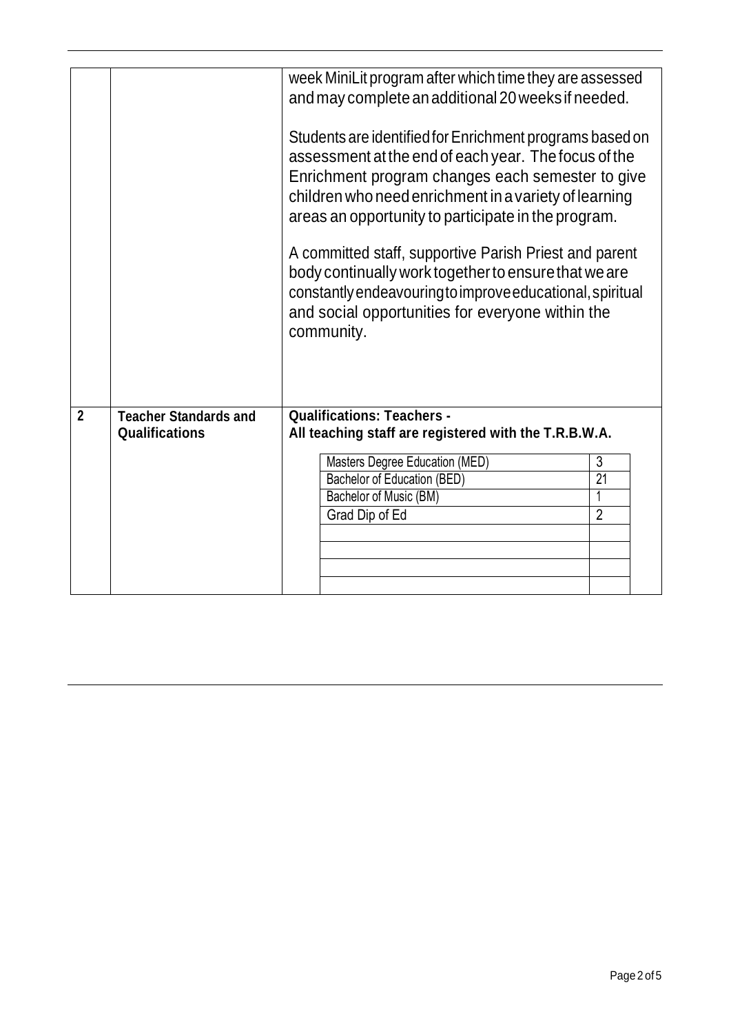| | | |
|---|---|---|
| | | week MiniLit program after which time they are assessed and may complete an additional 20 weeks if needed.<br><br>Students are identified for Enrichment programs based on assessment at the end of each year. The focus of the Enrichment program changes each semester to give children who need enrichment in a variety of learning areas an opportunity to participate in the program.<br><br>A committed staff, supportive Parish Priest and parent body continually work together to ensure that we are constantly endeavouring to improve educational, spiritual and social opportunities for everyone within the community. |
| **2** | **Teacher Standards and Qualifications** | **Qualifications: Teachers -**<br>**All teaching staff are registered with the T.R.B.W.A.** |

| Qualification | Number |
|---|---|
| Masters Degree Education (MED) | 3 |
| Bachelor of Education (BED) | 21 |
| Bachelor of Music (BM) | 1 |
| Grad Dip of Ed | 2 |
| | |
| | |
| | |
| | |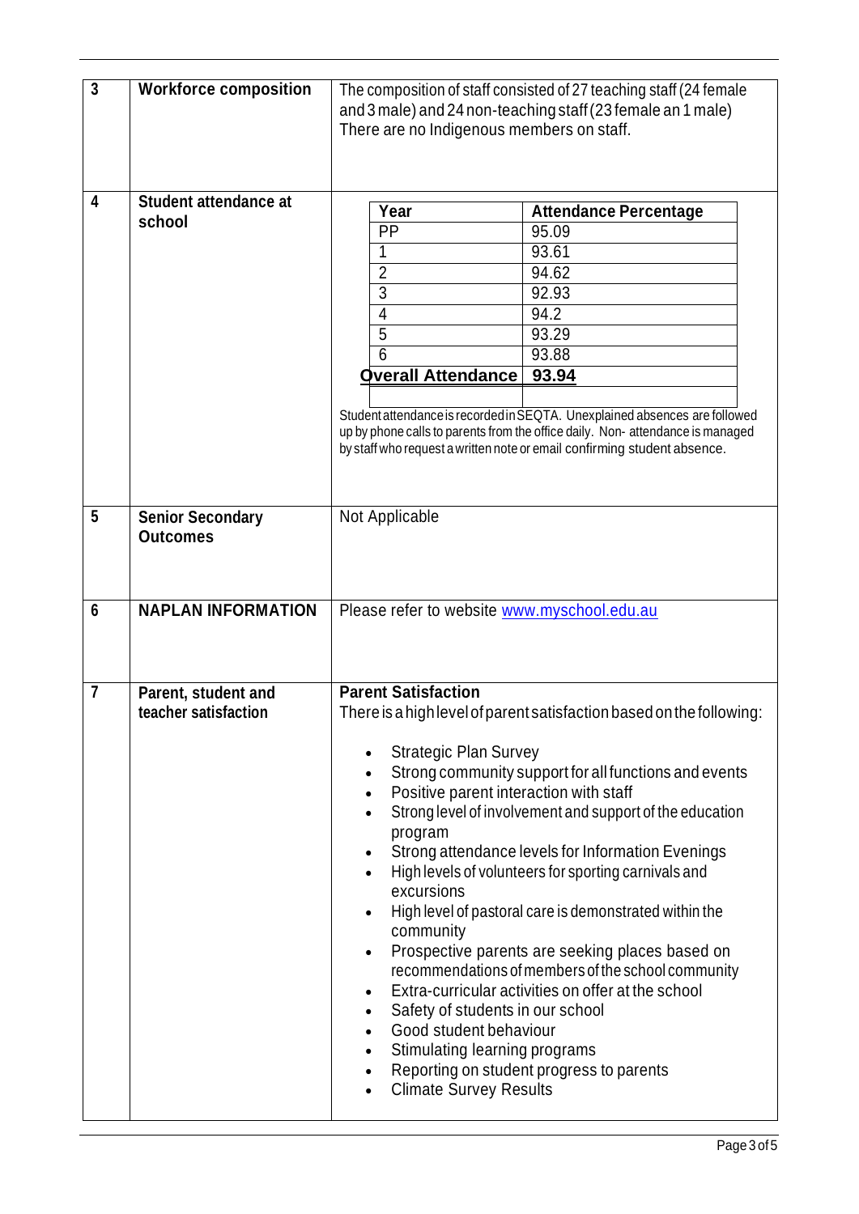| 3 | **Workforce composition** | The composition of staff consisted of 27 teaching staff (24 female and 3 male) and 24 non-teaching staff (23 female an 1 male) There are no Indigenous members on staff. |
|---|---|---|
| 4 | **Student attendance at school** | **Year** / **Attendance Percentage**: PP 95.09; 1 93.61; 2 94.62; 3 92.93; 4 94.2; 5 93.29; 6 93.88; **Overall Attendance 93.94**<br><br>Student attendance is recorded in SEQTA. Unexplained absences are followed up by phone calls to parents from the office daily. Non- attendance is managed by staff who request a written note or email confirming student absence. |
| 5 | **Senior Secondary Outcomes** | Not Applicable |
| 6 | **NAPLAN INFORMATION** | Please refer to website www.myschool.edu.au |
| 7 | **Parent, student and teacher satisfaction** | **Parent Satisfaction**<br>There is a high level of parent satisfaction based on the following:<br>• Strategic Plan Survey<br>• Strong community support for all functions and events<br>• Positive parent interaction with staff<br>• Strong level of involvement and support of the education program<br>• Strong attendance levels for Information Evenings<br>• High levels of volunteers for sporting carnivals and excursions<br>• High level of pastoral care is demonstrated within the community<br>• Prospective parents are seeking places based on recommendations of members of the school community<br>• Extra-curricular activities on offer at the school<br>• Safety of students in our school<br>• Good student behaviour<br>• Stimulating learning programs<br>• Reporting on student progress to parents<br>• Climate Survey Results |

**Student attendance at school**

| Year | Attendance Percentage |
|---|---|
| PP | 95.09 |
| 1 | 93.61 |
| 2 | 94.62 |
| 3 | 92.93 |
| 4 | 94.2 |
| 5 | 93.29 |
| 6 | 93.88 |
| **Overall Attendance** | **93.94** |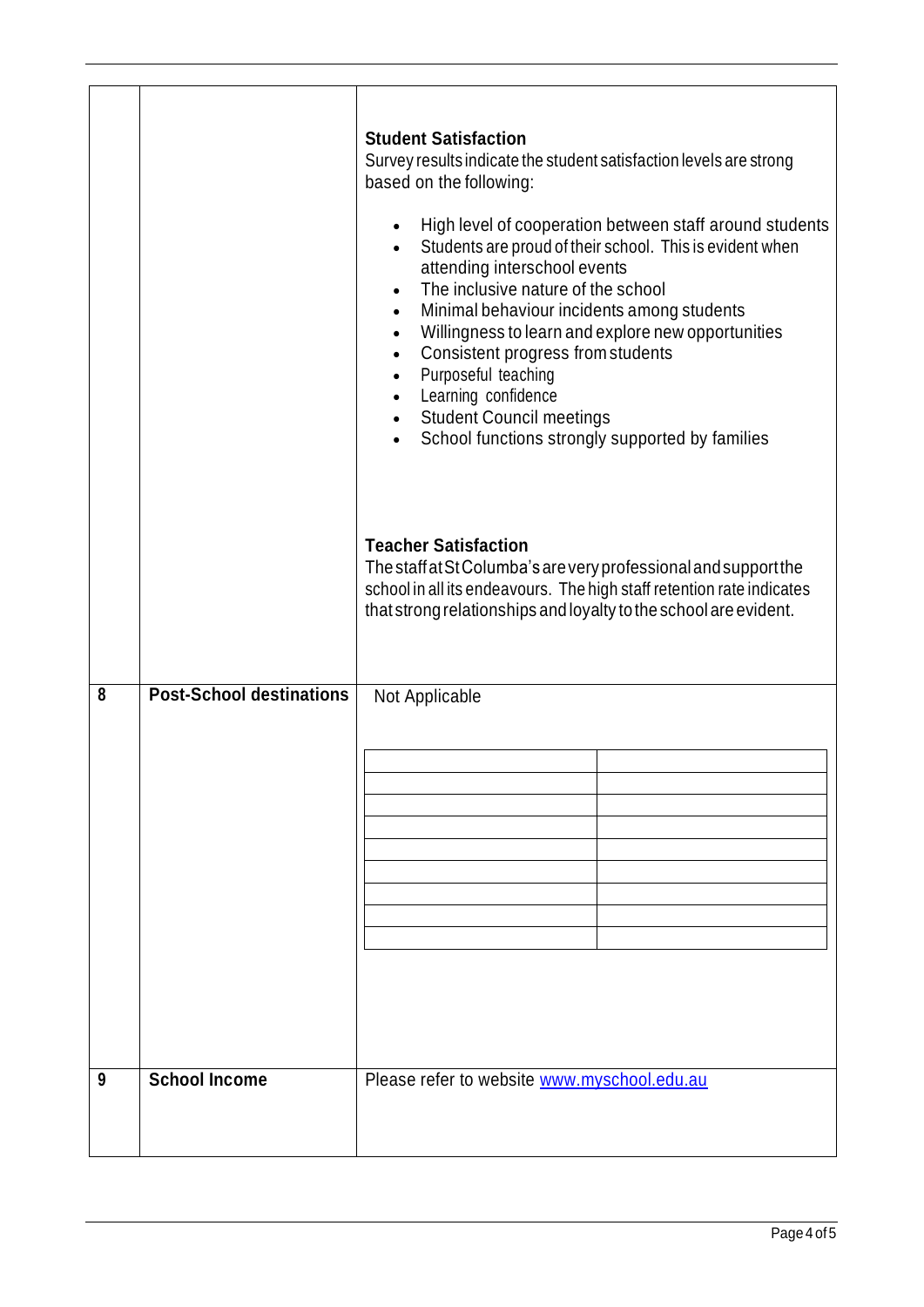| | | |
|---|---|---|
| | | **Student Satisfaction**<br>Survey results indicate the student satisfaction levels are strong based on the following:<br><br>• High level of cooperation between staff around students<br>• Students are proud of their school. This is evident when attending interschool events<br>• The inclusive nature of the school<br>• Minimal behaviour incidents among students<br>• Willingness to learn and explore new opportunities<br>• Consistent progress from students<br>• Purposeful teaching<br>• Learning confidence<br>• Student Council meetings<br>• School functions strongly supported by families<br><br>**Teacher Satisfaction**<br>The staff at St Columba's are very professional and support the school in all its endeavours. The high staff retention rate indicates that strong relationships and loyalty to the school are evident. |
| 8 | **Post-School destinations** | Not Applicable |
| 9 | **School Income** | Please refer to website www.myschool.edu.au |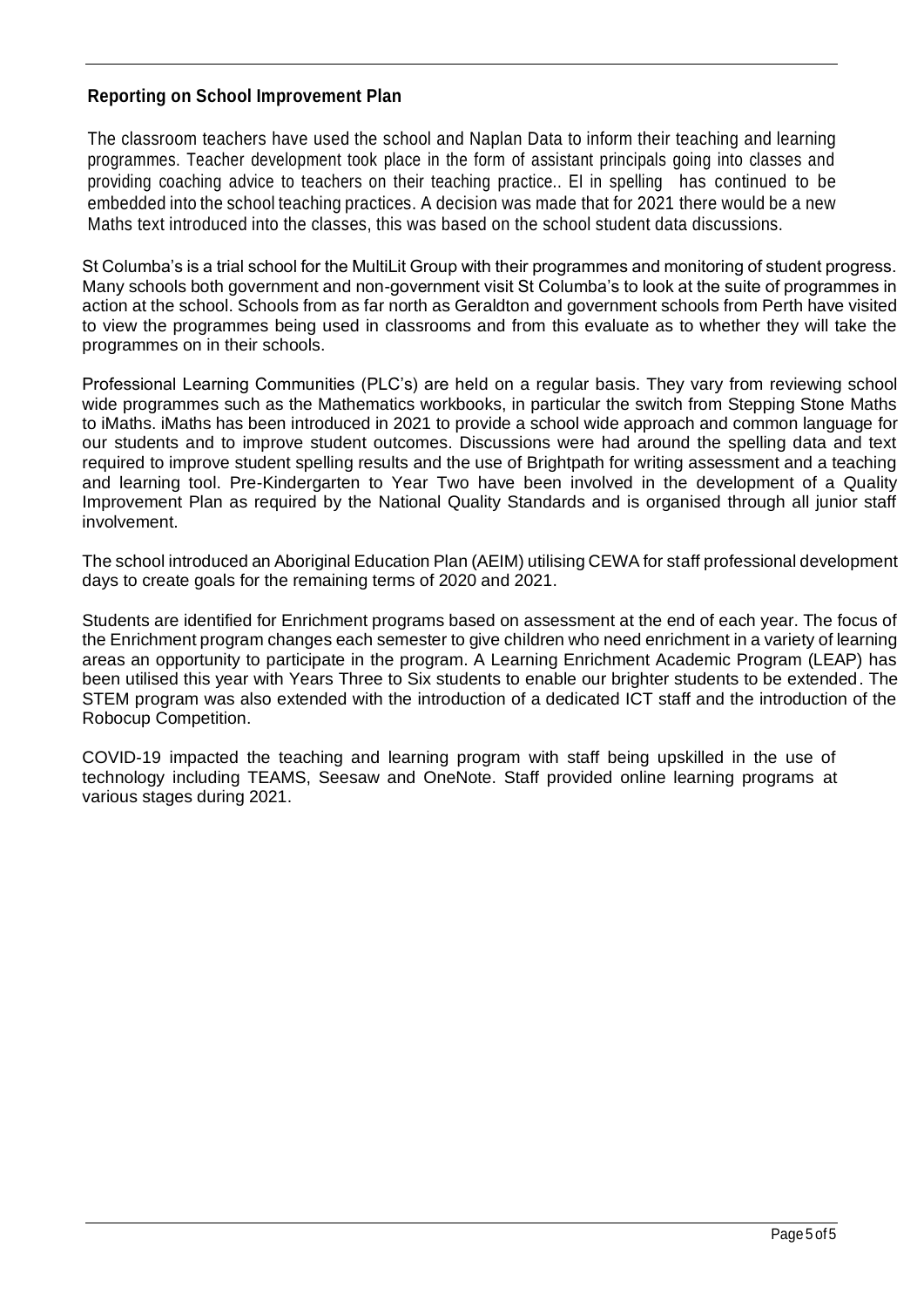## Reporting on School Improvement Plan

The classroom teachers have used the school and Naplan Data to inform their teaching and learning programmes. Teacher development took place in the form of assistant principals going into classes and providing coaching advice to teachers on their teaching practice.. EI in spelling has continued to be embedded into the school teaching practices. A decision was made that for 2021 there would be a new Maths text introduced into the classes, this was based on the school student data discussions.

St Columba's is a trial school for the MultiLit Group with their programmes and monitoring of student progress. Many schools both government and non-government visit St Columba's to look at the suite of programmes in action at the school. Schools from as far north as Geraldton and government schools from Perth have visited to view the programmes being used in classrooms and from this evaluate as to whether they will take the programmes on in their schools.

Professional Learning Communities (PLC's) are held on a regular basis. They vary from reviewing school wide programmes such as the Mathematics workbooks, in particular the switch from Stepping Stone Maths to iMaths. iMaths has been introduced in 2021 to provide a school wide approach and common language for our students and to improve student outcomes. Discussions were had around the spelling data and text required to improve student spelling results and the use of Brightpath for writing assessment and a teaching and learning tool. Pre-Kindergarten to Year Two have been involved in the development of a Quality Improvement Plan as required by the National Quality Standards and is organised through all junior staff involvement.

The school introduced an Aboriginal Education Plan (AEIM) utilising CEWA for staff professional development days to create goals for the remaining terms of 2020 and 2021.

Students are identified for Enrichment programs based on assessment at the end of each year. The focus of the Enrichment program changes each semester to give children who need enrichment in a variety of learning areas an opportunity to participate in the program. A Learning Enrichment Academic Program (LEAP) has been utilised this year with Years Three to Six students to enable our brighter students to be extended. The STEM program was also extended with the introduction of a dedicated ICT staff and the introduction of the Robocup Competition.

COVID-19 impacted the teaching and learning program with staff being upskilled in the use of technology including TEAMS, Seesaw and OneNote. Staff provided online learning programs at various stages during 2021.